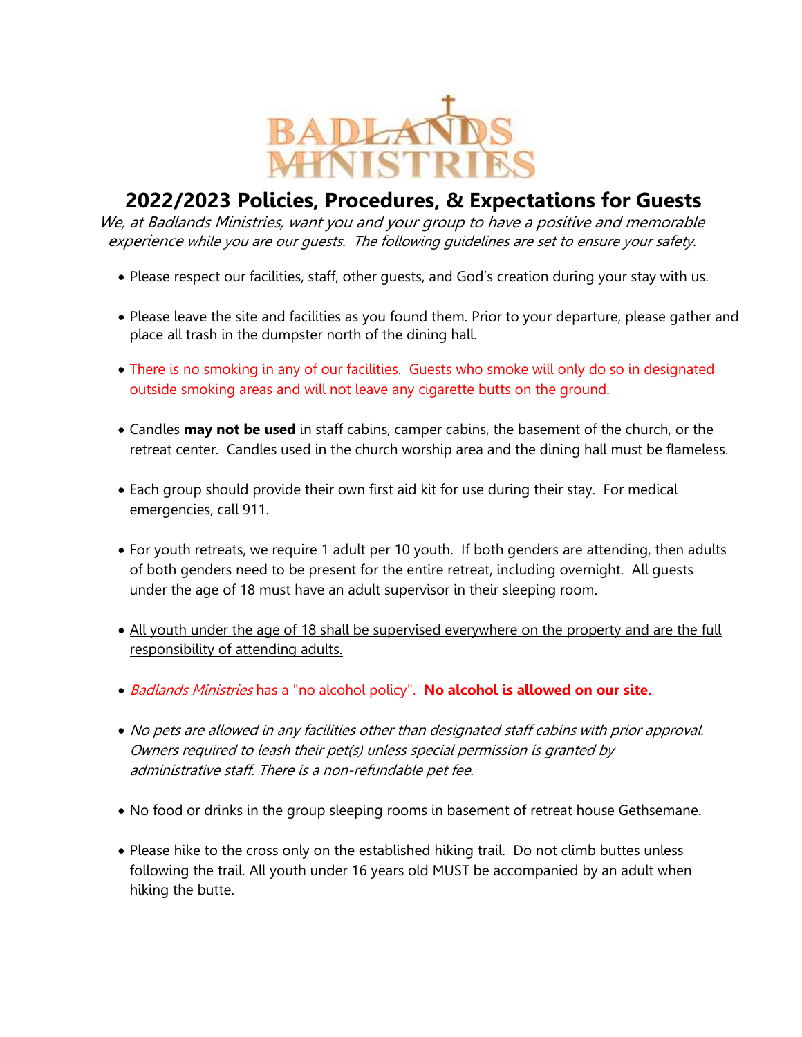BADLANDS MINISTRIES

# 2022/2023 Policies, Procedures, & Expectations for Guests

*We, at Badlands Ministries, want you and your group to have a positive and memorable experience while you are our guests. The following guidelines are set to ensure your safety.*

- Please respect our facilities, staff, other guests, and God's creation during your stay with us.
- Please leave the site and facilities as you found them. Prior to your departure, please gather and place all trash in the dumpster north of the dining hall.
- There is no smoking in any of our facilities. Guests who smoke will only do so in designated outside smoking areas and will not leave any cigarette butts on the ground.
- Candles **may not be used** in staff cabins, camper cabins, the basement of the church, or the retreat center. Candles used in the church worship area and the dining hall must be flameless.
- Each group should provide their own first aid kit for use during their stay. For medical emergencies, call 911.
- For youth retreats, we require 1 adult per 10 youth. If both genders are attending, then adults of both genders need to be present for the entire retreat, including overnight. All guests under the age of 18 must have an adult supervisor in their sleeping room.
- <u>All youth under the age of 18 shall be supervised everywhere on the property and are the full responsibility of attending adults.</u>
- *Badlands Ministries* has a "no alcohol policy". **No alcohol is allowed on our site.**
- *No pets are allowed in any facilities other than designated staff cabins with prior approval. Owners required to leash their pet(s) unless special permission is granted by administrative staff. There is a non-refundable pet fee.*
- No food or drinks in the group sleeping rooms in basement of retreat house Gethsemane.
- Please hike to the cross only on the established hiking trail. Do not climb buttes unless following the trail. All youth under 16 years old MUST be accompanied by an adult when hiking the butte.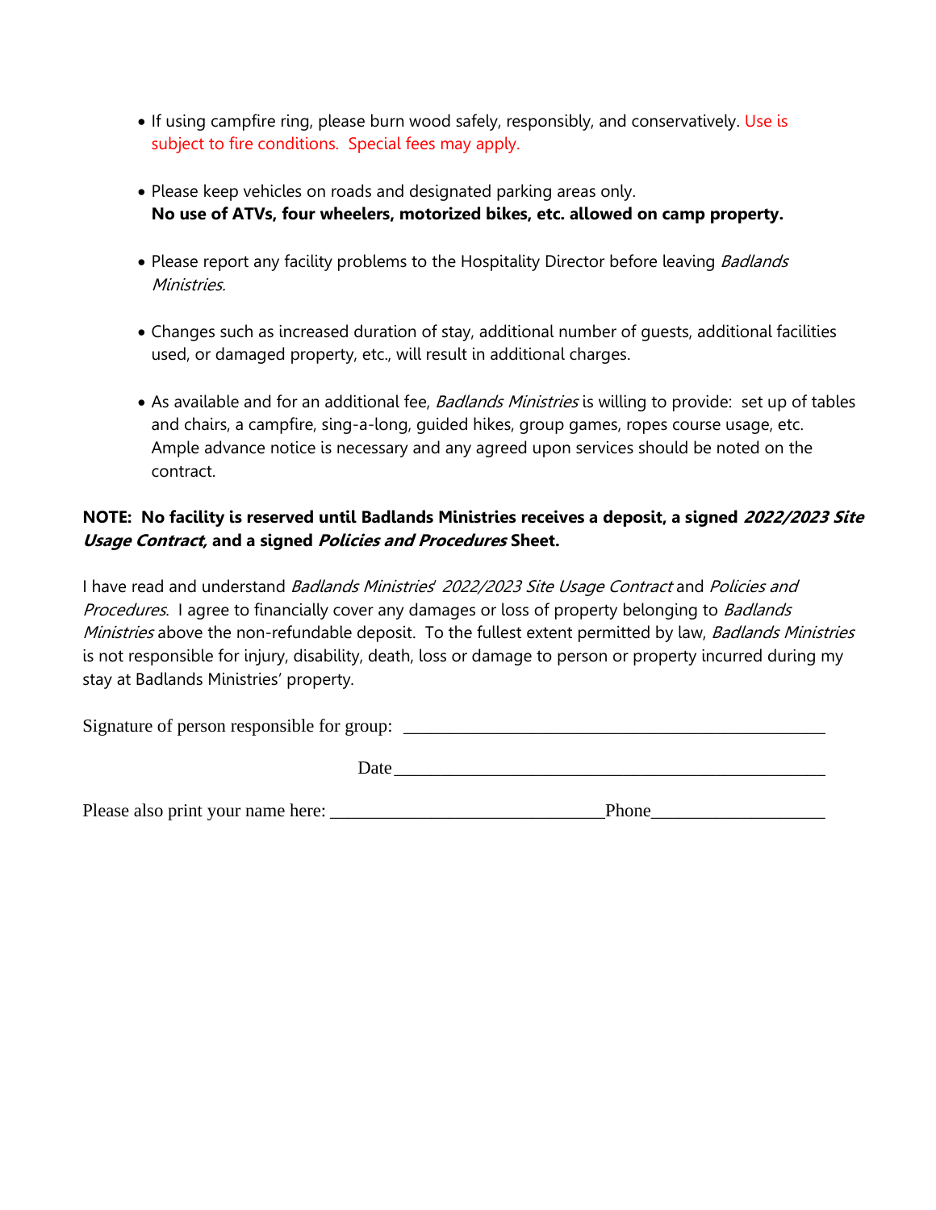- If using campfire ring, please burn wood safely, responsibly, and conservatively. Use is subject to fire conditions. Special fees may apply.

- Please keep vehicles on roads and designated parking areas only.
  **No use of ATVs, four wheelers, motorized bikes, etc. allowed on camp property.**

- Please report any facility problems to the Hospitality Director before leaving *Badlands Ministries.*

- Changes such as increased duration of stay, additional number of guests, additional facilities used, or damaged property, etc., will result in additional charges.

- As available and for an additional fee, *Badlands Ministries* is willing to provide: set up of tables and chairs, a campfire, sing-a-long, guided hikes, group games, ropes course usage, etc. Ample advance notice is necessary and any agreed upon services should be noted on the contract.

**NOTE: No facility is reserved until Badlands Ministries receives a deposit, a signed *2022/2023 Site Usage Contract,* and a signed *Policies and Procedures* Sheet.**

I have read and understand *Badlands Ministries' 2022/2023 Site Usage Contract* and *Policies and Procedures*. I agree to financially cover any damages or loss of property belonging to *Badlands Ministries* above the non-refundable deposit. To the fullest extent permitted by law, *Badlands Ministries* is not responsible for injury, disability, death, loss or damage to person or property incurred during my stay at Badlands Ministries' property.

Signature of person responsible for group: ________________________________________________

Date ________________________________________________

Please also print your name here: ______________________________ Phone ___________________